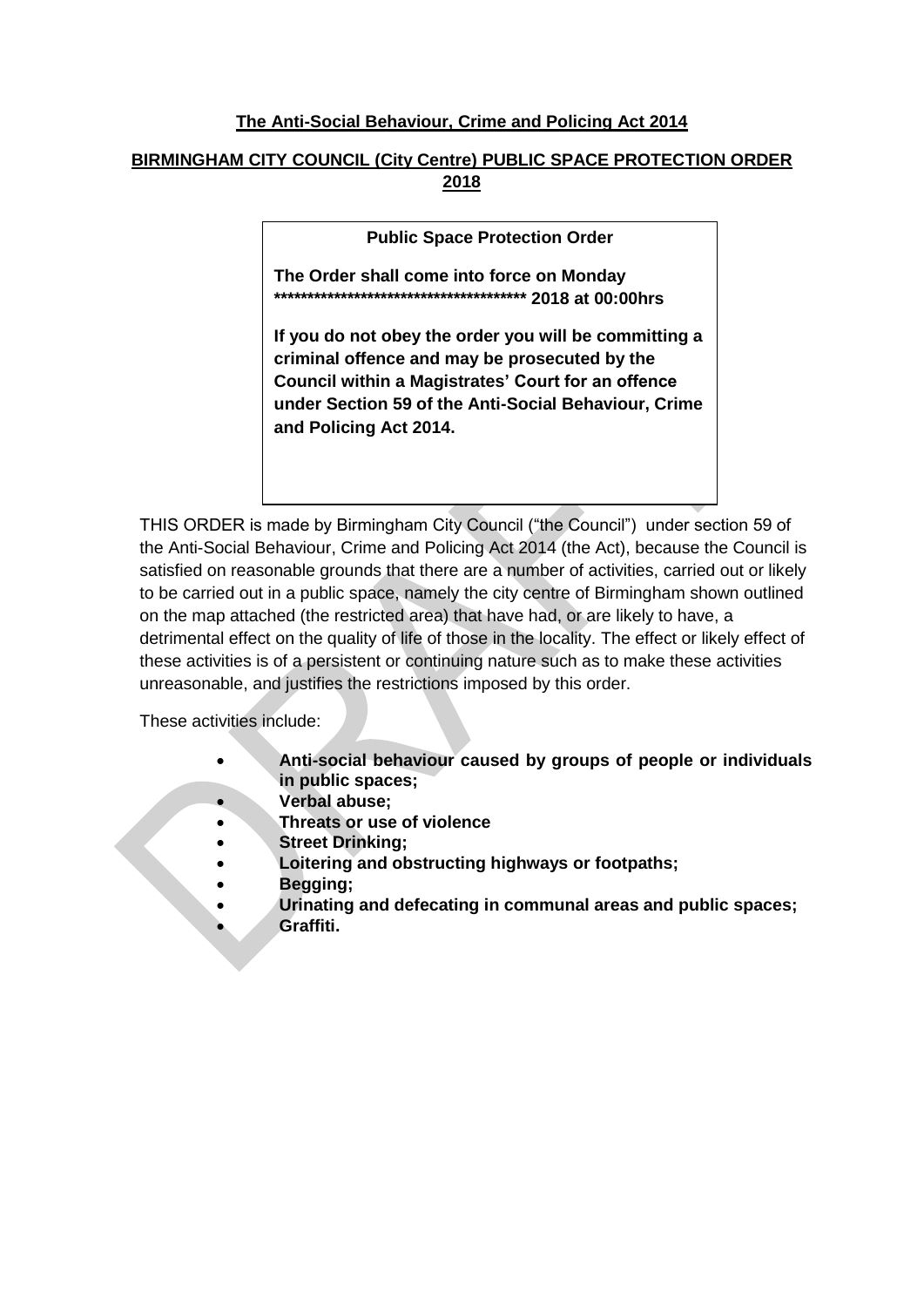**The Anti-Social Behaviour, Crime and Policing Act 2014**

**BIRMINGHAM CITY COUNCIL (City Centre) PUBLIC SPACE PROTECTION ORDER 2018**

> **Public Space Protection Order**
>
> **The Order shall come into force on Monday \*\*\*\*\*\*\*\*\*\*\*\*\*\*\*\*\*\*\*\*\*\*\*\*\*\*\*\*\*\*\*\*\*\*\*\*\*\*\*\*\*\*\*\* 2018 at 00:00hrs**
>
> **If you do not obey the order you will be committing a criminal offence and may be prosecuted by the Council within a Magistrates' Court for an offence under Section 59 of the Anti-Social Behaviour, Crime and Policing Act 2014.**

THIS ORDER is made by Birmingham City Council ("the Council") under section 59 of the Anti-Social Behaviour, Crime and Policing Act 2014 (the Act), because the Council is satisfied on reasonable grounds that there are a number of activities, carried out or likely to be carried out in a public space, namely the city centre of Birmingham shown outlined on the map attached (the restricted area) that have had, or are likely to have, a detrimental effect on the quality of life of those in the locality. The effect or likely effect of these activities is of a persistent or continuing nature such as to make these activities unreasonable, and justifies the restrictions imposed by this order.

These activities include:

- **Anti-social behaviour caused by groups of people or individuals in public spaces;**
- **Verbal abuse;**
- **Threats or use of violence**
- **Street Drinking;**
- **Loitering and obstructing highways or footpaths;**
- **Begging;**
- **Urinating and defecating in communal areas and public spaces;**
- **Graffiti.**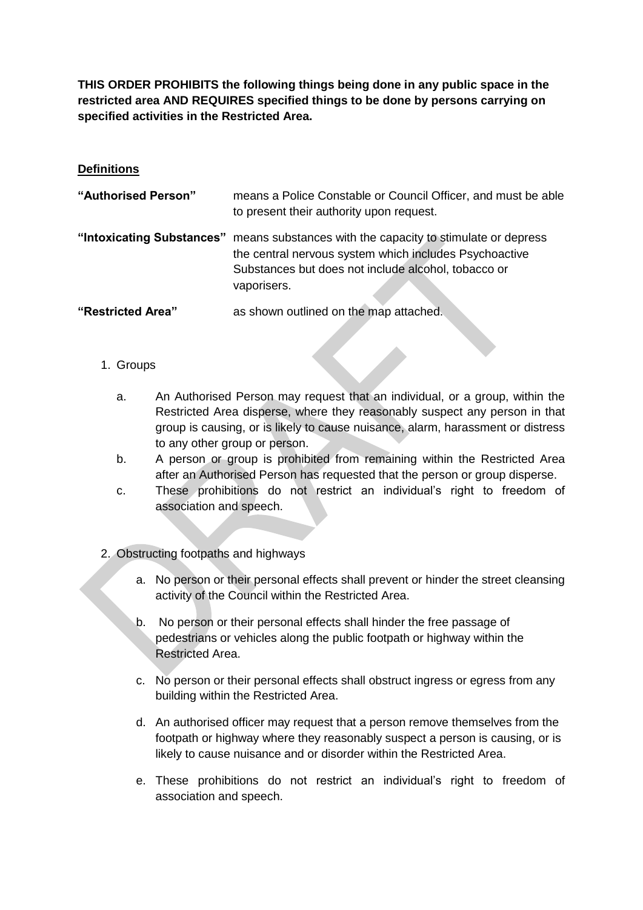**THIS ORDER PROHIBITS the following things being done in any public space in the restricted area AND REQUIRES specified things to be done by persons carrying on specified activities in the Restricted Area.**

**Definitions**

| | |
|---|---|
| **"Authorised Person"** | means a Police Constable or Council Officer, and must be able to present their authority upon request. |
| **"Intoxicating Substances"** | means substances with the capacity to stimulate or depress the central nervous system which includes Psychoactive Substances but does not include alcohol, tobacco or vaporisers. |
| **"Restricted Area"** | as shown outlined on the map attached. |

1. Groups

   a. An Authorised Person may request that an individual, or a group, within the Restricted Area disperse, where they reasonably suspect any person in that group is causing, or is likely to cause nuisance, alarm, harassment or distress to any other group or person.

   b. A person or group is prohibited from remaining within the Restricted Area after an Authorised Person has requested that the person or group disperse.

   c. These prohibitions do not restrict an individual's right to freedom of association and speech.

2. Obstructing footpaths and highways

   a. No person or their personal effects shall prevent or hinder the street cleansing activity of the Council within the Restricted Area.

   b. No person or their personal effects shall hinder the free passage of pedestrians or vehicles along the public footpath or highway within the Restricted Area.

   c. No person or their personal effects shall obstruct ingress or egress from any building within the Restricted Area.

   d. An authorised officer may request that a person remove themselves from the footpath or highway where they reasonably suspect a person is causing, or is likely to cause nuisance and or disorder within the Restricted Area.

   e. These prohibitions do not restrict an individual's right to freedom of association and speech.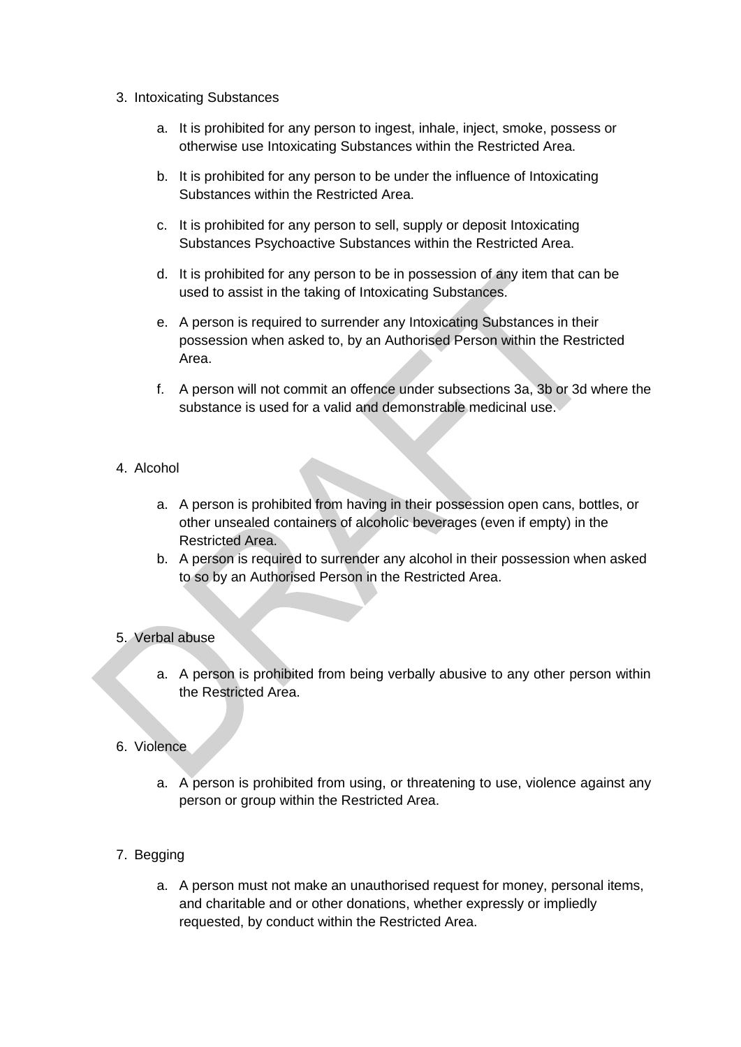3. Intoxicating Substances

    a. It is prohibited for any person to ingest, inhale, inject, smoke, possess or otherwise use Intoxicating Substances within the Restricted Area.

    b. It is prohibited for any person to be under the influence of Intoxicating Substances within the Restricted Area.

    c. It is prohibited for any person to sell, supply or deposit Intoxicating Substances Psychoactive Substances within the Restricted Area.

    d. It is prohibited for any person to be in possession of any item that can be used to assist in the taking of Intoxicating Substances.

    e. A person is required to surrender any Intoxicating Substances in their possession when asked to, by an Authorised Person within the Restricted Area.

    f. A person will not commit an offence under subsections 3a, 3b or 3d where the substance is used for a valid and demonstrable medicinal use.

4. Alcohol

    a. A person is prohibited from having in their possession open cans, bottles, or other unsealed containers of alcoholic beverages (even if empty) in the Restricted Area.
    b. A person is required to surrender any alcohol in their possession when asked to so by an Authorised Person in the Restricted Area.

5. Verbal abuse

    a. A person is prohibited from being verbally abusive to any other person within the Restricted Area.

6. Violence

    a. A person is prohibited from using, or threatening to use, violence against any person or group within the Restricted Area.

7. Begging

    a. A person must not make an unauthorised request for money, personal items, and charitable and or other donations, whether expressly or impliedly requested, by conduct within the Restricted Area.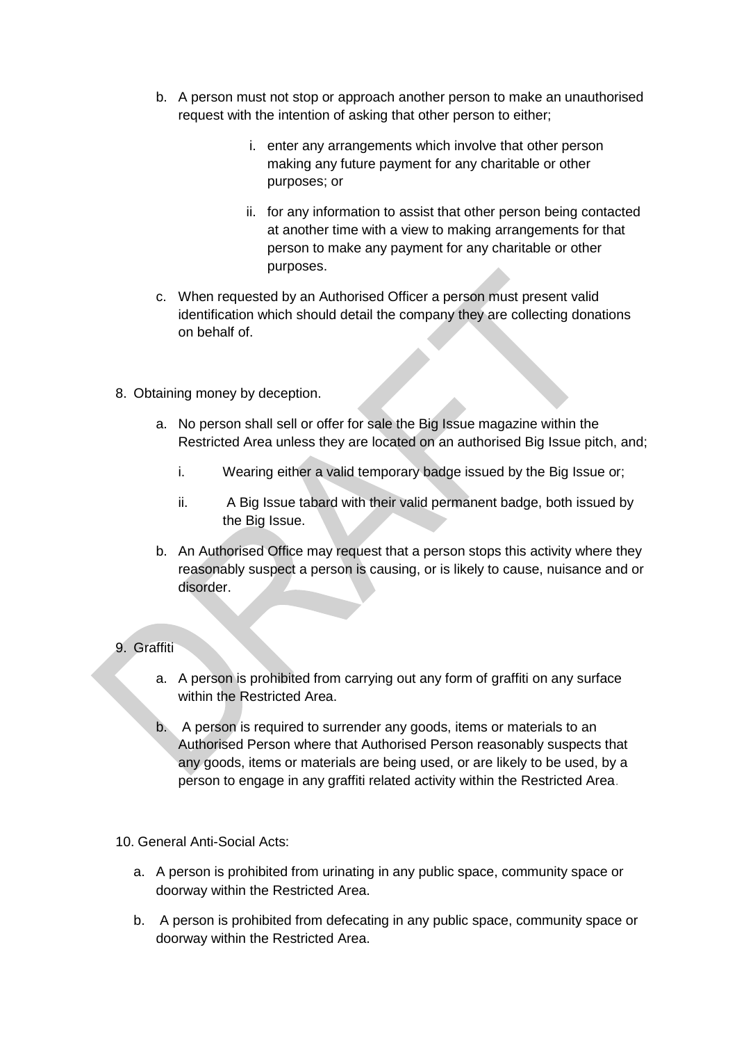b. A person must not stop or approach another person to make an unauthorised request with the intention of asking that other person to either;

   i. enter any arrangements which involve that other person making any future payment for any charitable or other purposes; or

   ii. for any information to assist that other person being contacted at another time with a view to making arrangements for that person to make any payment for any charitable or other purposes.

c. When requested by an Authorised Officer a person must present valid identification which should detail the company they are collecting donations on behalf of.

8. Obtaining money by deception.

   a. No person shall sell or offer for sale the Big Issue magazine within the Restricted Area unless they are located on an authorised Big Issue pitch, and;

      i. Wearing either a valid temporary badge issued by the Big Issue or;

      ii. A Big Issue tabard with their valid permanent badge, both issued by the Big Issue.

   b. An Authorised Office may request that a person stops this activity where they reasonably suspect a person is causing, or is likely to cause, nuisance and or disorder.

9. Graffiti

   a. A person is prohibited from carrying out any form of graffiti on any surface within the Restricted Area.

   b. A person is required to surrender any goods, items or materials to an Authorised Person where that Authorised Person reasonably suspects that any goods, items or materials are being used, or are likely to be used, by a person to engage in any graffiti related activity within the Restricted Area.

10. General Anti-Social Acts:

   a. A person is prohibited from urinating in any public space, community space or doorway within the Restricted Area.

   b. A person is prohibited from defecating in any public space, community space or doorway within the Restricted Area.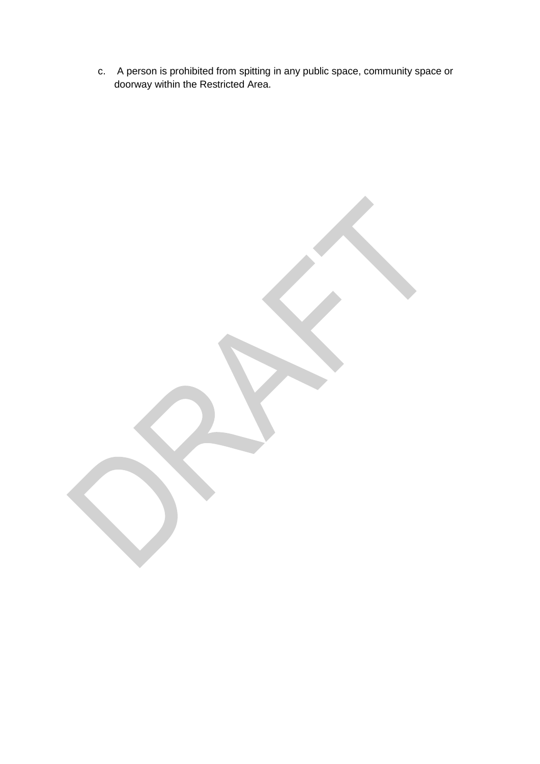c. A person is prohibited from spitting in any public space, community space or doorway within the Restricted Area.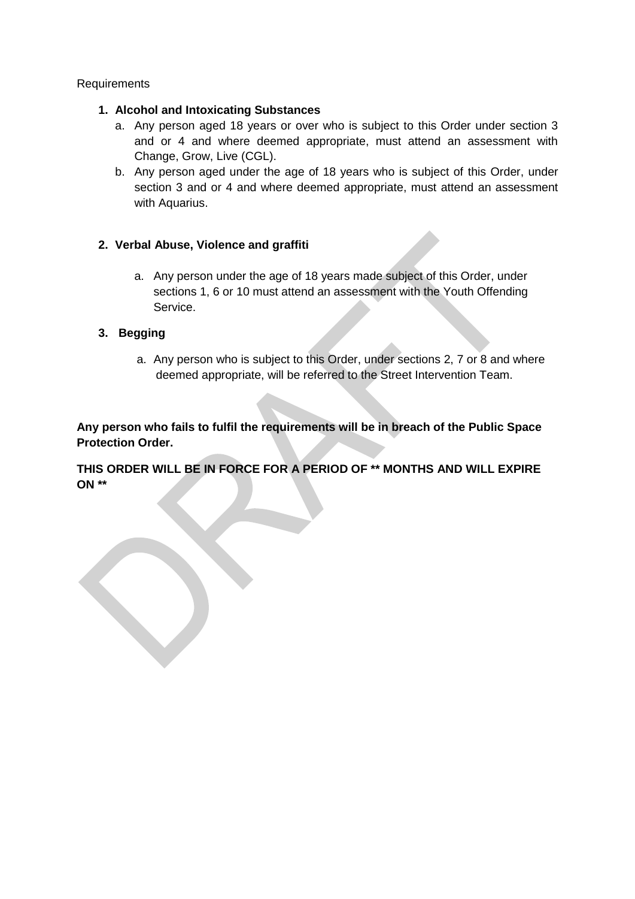Requirements

1. **Alcohol and Intoxicating Substances**
    a. Any person aged 18 years or over who is subject to this Order under section 3 and or 4 and where deemed appropriate, must attend an assessment with Change, Grow, Live (CGL).
    b. Any person aged under the age of 18 years who is subject of this Order, under section 3 and or 4 and where deemed appropriate, must attend an assessment with Aquarius.

2. **Verbal Abuse, Violence and graffiti**
    a. Any person under the age of 18 years made subject of this Order, under sections 1, 6 or 10 must attend an assessment with the Youth Offending Service.

3. **Begging**
    a. Any person who is subject to this Order, under sections 2, 7 or 8 and where deemed appropriate, will be referred to the Street Intervention Team.

**Any person who fails to fulfil the requirements will be in breach of the Public Space Protection Order.**

**THIS ORDER WILL BE IN FORCE FOR A PERIOD OF ** MONTHS AND WILL EXPIRE ON ****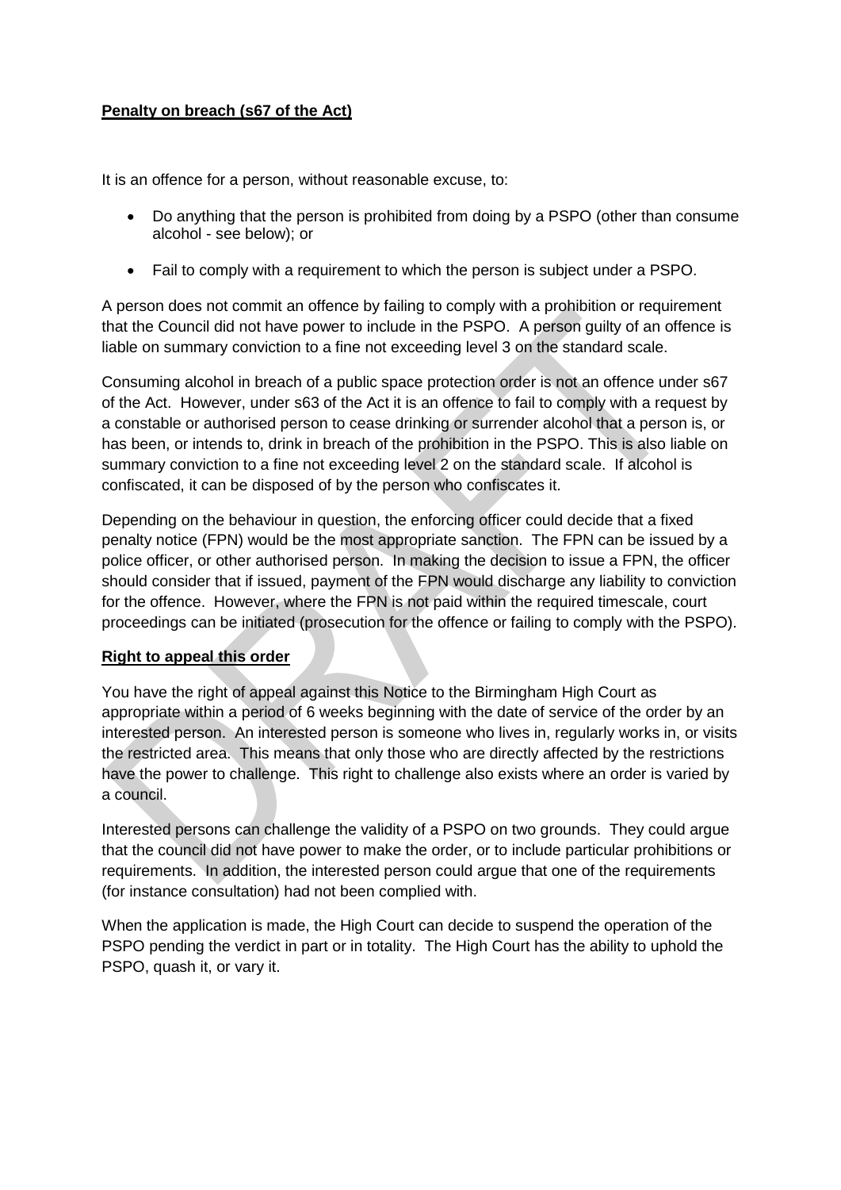**Penalty on breach (s67 of the Act)**

It is an offence for a person, without reasonable excuse, to:

- Do anything that the person is prohibited from doing by a PSPO (other than consume alcohol - see below); or
- Fail to comply with a requirement to which the person is subject under a PSPO.

A person does not commit an offence by failing to comply with a prohibition or requirement that the Council did not have power to include in the PSPO. A person guilty of an offence is liable on summary conviction to a fine not exceeding level 3 on the standard scale.

Consuming alcohol in breach of a public space protection order is not an offence under s67 of the Act. However, under s63 of the Act it is an offence to fail to comply with a request by a constable or authorised person to cease drinking or surrender alcohol that a person is, or has been, or intends to, drink in breach of the prohibition in the PSPO. This is also liable on summary conviction to a fine not exceeding level 2 on the standard scale. If alcohol is confiscated, it can be disposed of by the person who confiscates it.

Depending on the behaviour in question, the enforcing officer could decide that a fixed penalty notice (FPN) would be the most appropriate sanction. The FPN can be issued by a police officer, or other authorised person. In making the decision to issue a FPN, the officer should consider that if issued, payment of the FPN would discharge any liability to conviction for the offence. However, where the FPN is not paid within the required timescale, court proceedings can be initiated (prosecution for the offence or failing to comply with the PSPO).

**Right to appeal this order**

You have the right of appeal against this Notice to the Birmingham High Court as appropriate within a period of 6 weeks beginning with the date of service of the order by an interested person. An interested person is someone who lives in, regularly works in, or visits the restricted area. This means that only those who are directly affected by the restrictions have the power to challenge. This right to challenge also exists where an order is varied by a council.

Interested persons can challenge the validity of a PSPO on two grounds. They could argue that the council did not have power to make the order, or to include particular prohibitions or requirements. In addition, the interested person could argue that one of the requirements (for instance consultation) had not been complied with.

When the application is made, the High Court can decide to suspend the operation of the PSPO pending the verdict in part or in totality. The High Court has the ability to uphold the PSPO, quash it, or vary it.